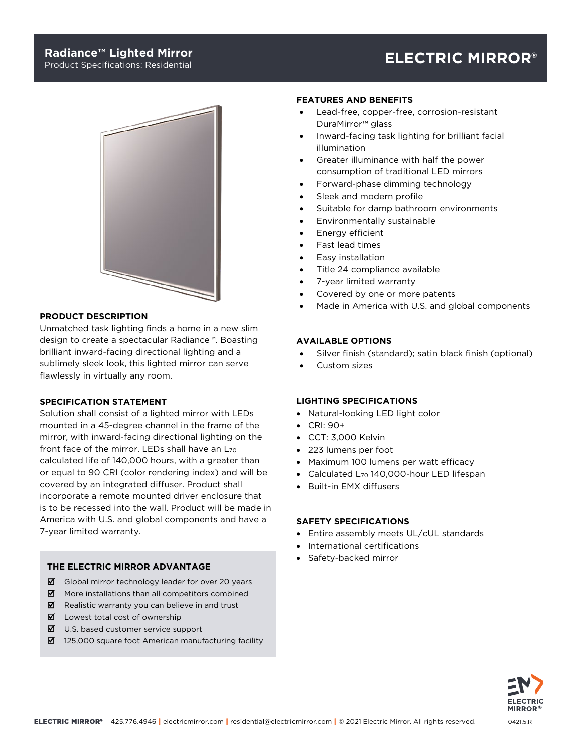# Radiance™ Lighted Mirror

Product Specifications: Residential

**ELECTRIC MIRROR®**

## PRODUCT DESCRIPTION

Unmatched task lighting finds a home in a new slim design to create a spectacular Radiance™. Boasting brilliant inward-facing directional lighting and a sublimely sleek look, this lighted mirror can serve flawlessly in virtually any room.

## SPECIFICATION STATEMENT

Solution shall consist of a lighted mirror with LEDs mounted in a 45-degree channel in the frame of the mirror, with inward-facing directional lighting on the front face of the mirror. LEDs shall have an $L_{70}$ calculated life of 140,000 hours, with a greater than or equal to 90 CRI (color rendering index) and will be covered by an integrated diffuser. Product shall incorporate a remote mounted driver enclosure that is to be recessed into the wall. Product will be made in America with U.S. and global components and have a 7-year limited warranty.

## THE ELECTRIC MIRROR ADVANTAGE

- ☑ Global mirror technology leader for over 20 years
- ☑ More installations than all competitors combined
- ☑ Realistic warranty you can believe in and trust
- ☑ Lowest total cost of ownership
- ☑ U.S. based customer service support
- ☑ 125,000 square foot American manufacturing facility

## FEATURES AND BENEFITS

- Lead-free, copper-free, corrosion-resistant DuraMirror™ glass
- Inward-facing task lighting for brilliant facial illumination
- Greater illuminance with half the power consumption of traditional LED mirrors
- Forward-phase dimming technology
- Sleek and modern profile
- Suitable for damp bathroom environments
- Environmentally sustainable
- Energy efficient
- Fast lead times
- Easy installation
- Title 24 compliance available
- 7-year limited warranty
- Covered by one or more patents
- Made in America with U.S. and global components

## AVAILABLE OPTIONS

- Silver finish (standard); satin black finish (optional)
- Custom sizes

## LIGHTING SPECIFICATIONS

- Natural-looking LED light color
- CRI: 90+
- CCT: 3,000 Kelvin
- 223 lumens per foot
- Maximum 100 lumens per watt efficacy
- Calculated $L_{70}$ 140,000-hour LED lifespan
- Built-in EMX diffusers

## SAFETY SPECIFICATIONS

- Entire assembly meets UL/cUL standards
- International certifications
- Safety-backed mirror

ELECTRIC MIRROR® 425.776.4946 | electricmirror.com | residential@electricmirror.com | © 2021 Electric Mirror. All rights reserved. 0421.5.R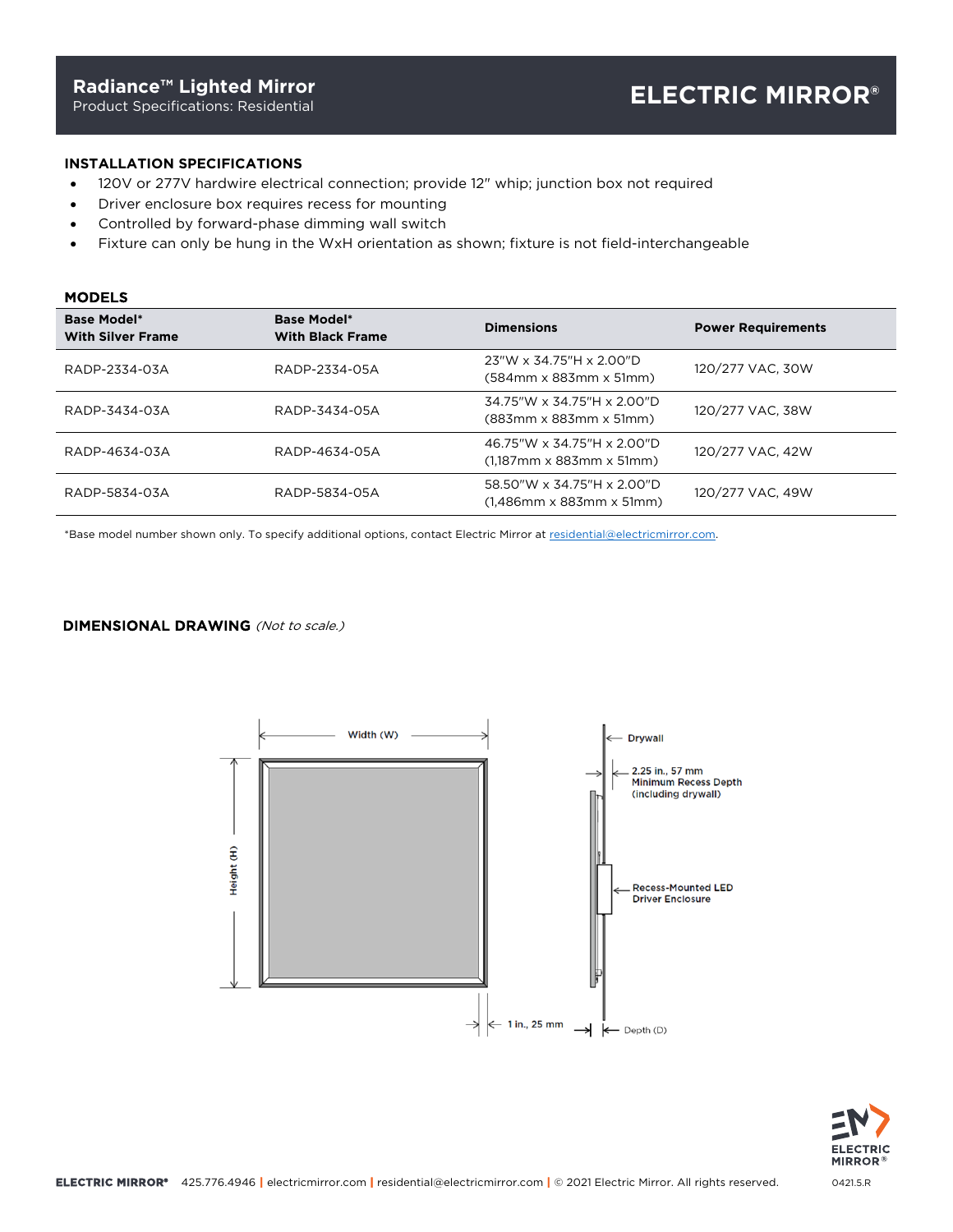# Radiance™ Lighted Mirror

Product Specifications: Residential

## INSTALLATION SPECIFICATIONS

- 120V or 277V hardwire electrical connection; provide 12" whip; junction box not required
- Driver enclosure box requires recess for mounting
- Controlled by forward-phase dimming wall switch
- Fixture can only be hung in the WxH orientation as shown; fixture is not field-interchangeable

## MODELS

| Base Model* With Silver Frame | Base Model* With Black Frame | Dimensions | Power Requirements |
|---|---|---|---|
| RADP-2334-03A | RADP-2334-05A | 23"W x 34.75"H x 2.00"D (584mm x 883mm x 51mm) | 120/277 VAC, 30W |
| RADP-3434-03A | RADP-3434-05A | 34.75"W x 34.75"H x 2.00"D (883mm x 883mm x 51mm) | 120/277 VAC, 38W |
| RADP-4634-03A | RADP-4634-05A | 46.75"W x 34.75"H x 2.00"D (1,187mm x 883mm x 51mm) | 120/277 VAC, 42W |
| RADP-5834-03A | RADP-5834-05A | 58.50"W x 34.75"H x 2.00"D (1,486mm x 883mm x 51mm) | 120/277 VAC, 49W |

*Base model number shown only. To specify additional options, contact Electric Mirror at residential@electricmirror.com.

## DIMENSIONAL DRAWING *(Not to scale.)*

Width (W)

Height (H)

1 in., 25 mm

Drywall

2.25 in., 57 mm
Minimum Recess Depth
(including drywall)

Recess-Mounted LED
Driver Enclosure

Depth (D)

ELECTRIC MIRROR® 425.776.4946 | electricmirror.com | residential@electricmirror.com | © 2021 Electric Mirror. All rights reserved.

0421.5.R